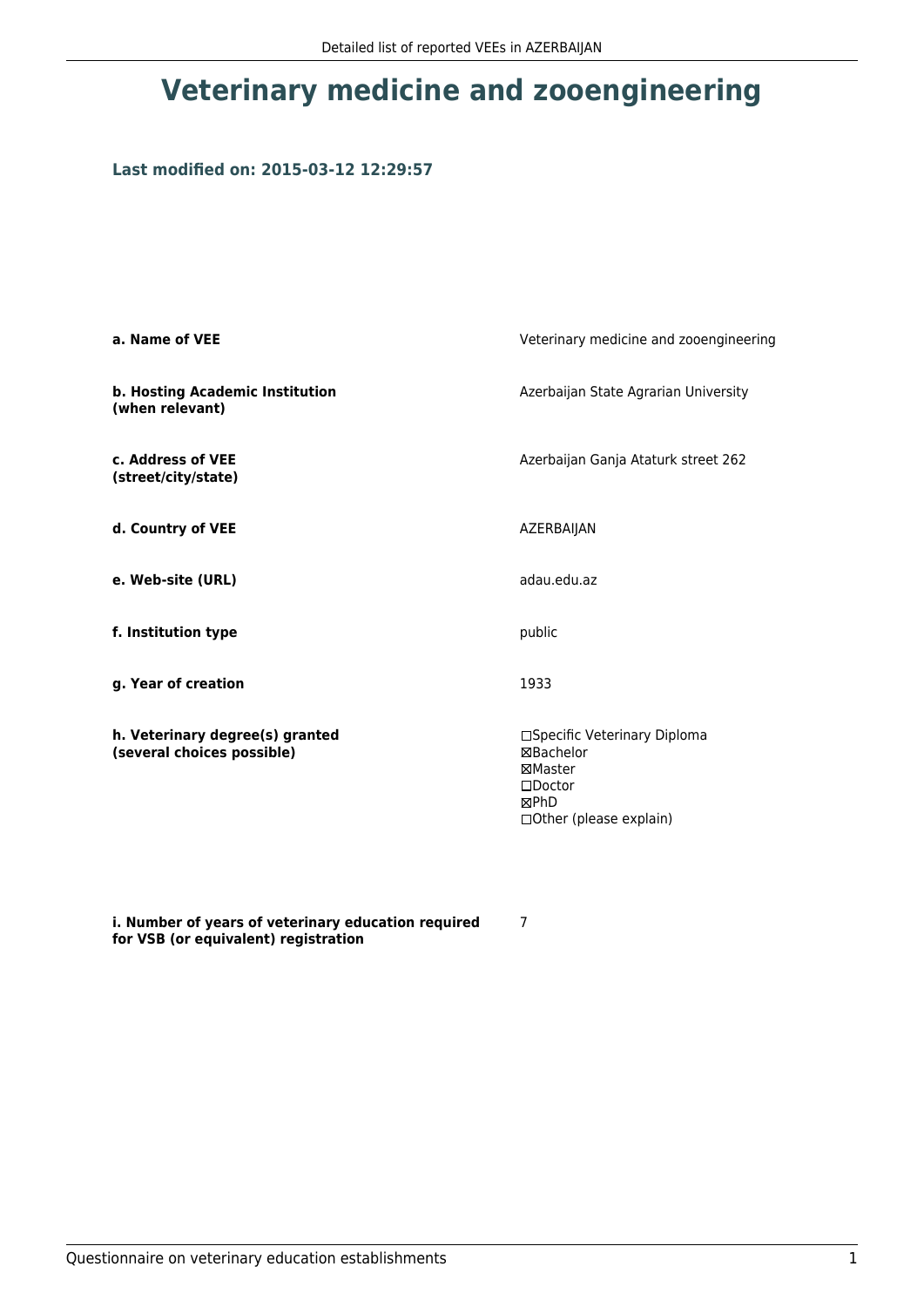# Veterinary medicine and zooengineering

### Last modified on: 2015-03-12 12:29:57

| | |
|---|---|
| **a. Name of VEE** | Veterinary medicine and zooengineering |
| **b. Hosting Academic Institution (when relevant)** | Azerbaijan State Agrarian University |
| **c. Address of VEE (street/city/state)** | Azerbaijan Ganja Ataturk street 262 |
| **d. Country of VEE** | AZERBAIJAN |
| **e. Web-site (URL)** | adau.edu.az |
| **f. Institution type** | public |
| **g. Year of creation** | 1933 |
| **h. Veterinary degree(s) granted (several choices possible)** | ☐Specific Veterinary Diploma<br>☒Bachelor<br>☒Master<br>☐Doctor<br>☒PhD<br>☐Other (please explain) |
| **i. Number of years of veterinary education required for VSB (or equivalent) registration** | 7 |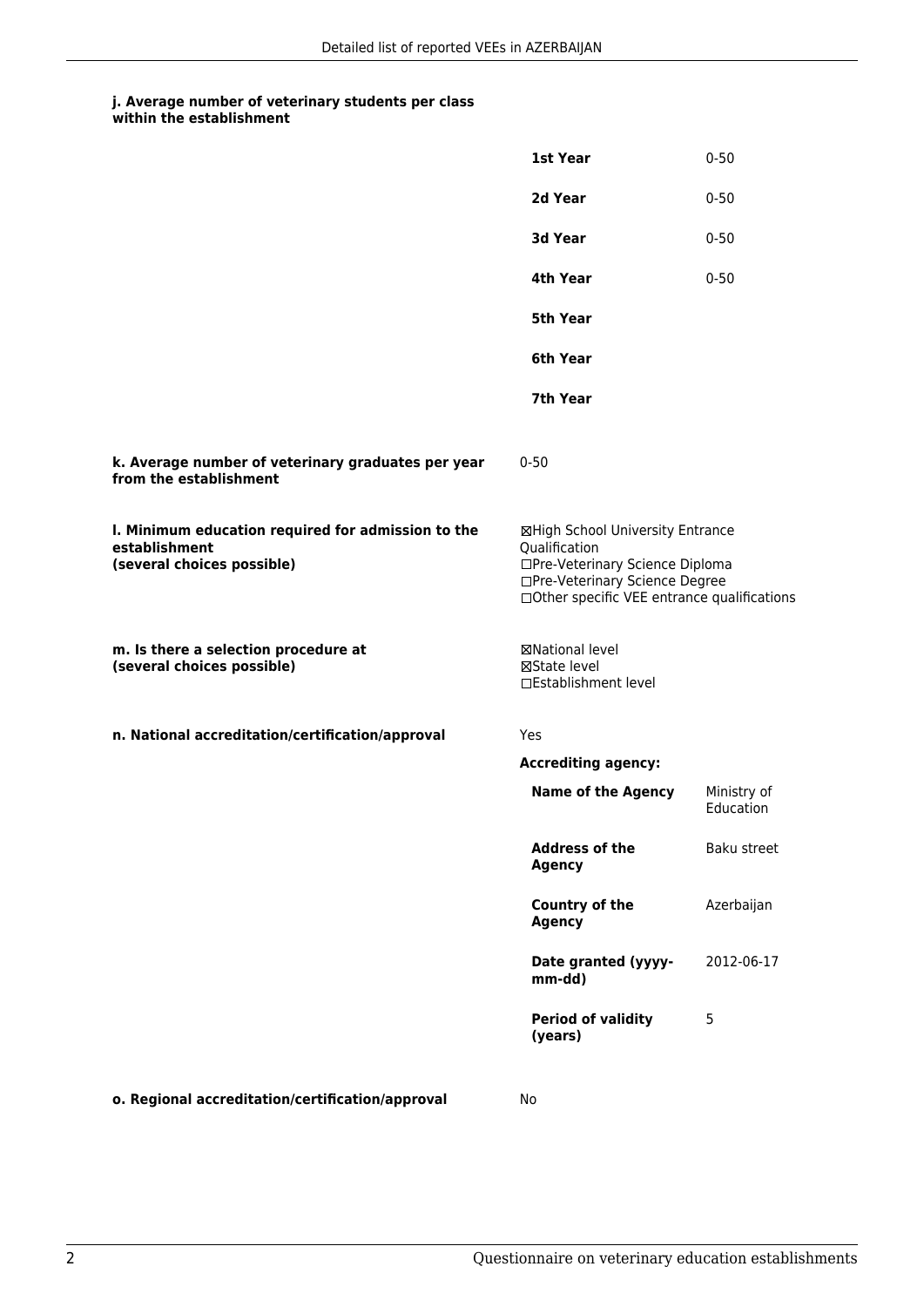#### j. Average number of veterinary students per class within the establishment

| | |
|---|---|
| **1st Year** | 0-50 |
| **2d Year** | 0-50 |
| **3d Year** | 0-50 |
| **4th Year** | 0-50 |
| **5th Year** | |
| **6th Year** | |
| **7th Year** | |

**k. Average number of veterinary graduates per year from the establishment**

0-50

**l. Minimum education required for admission to the establishment (several choices possible)**

☒High School University Entrance Qualification
☐Pre-Veterinary Science Diploma
☐Pre-Veterinary Science Degree
☐Other specific VEE entrance qualifications

**m. Is there a selection procedure at (several choices possible)**

☒National level
☒State level
☐Establishment level

**n. National accreditation/certification/approval**

Yes

**Accrediting agency:**

| | |
|---|---|
| **Name of the Agency** | Ministry of Education |
| **Address of the Agency** | Baku street |
| **Country of the Agency** | Azerbaijan |
| **Date granted (yyyy-mm-dd)** | 2012-06-17 |
| **Period of validity (years)** | 5 |

**o. Regional accreditation/certification/approval**

No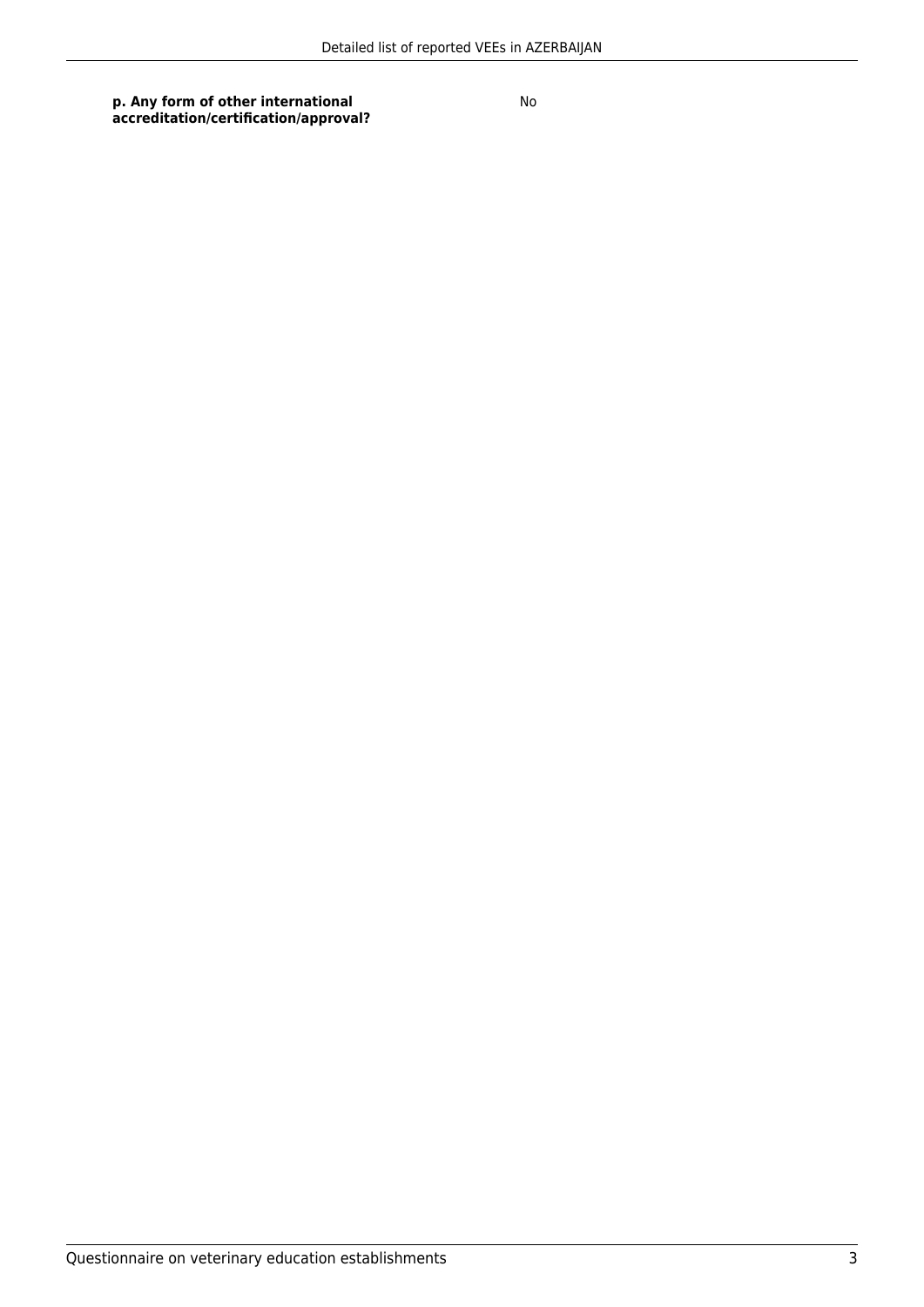| | |
|---|---|
| **p. Any form of other international accreditation/certification/approval?** | No |